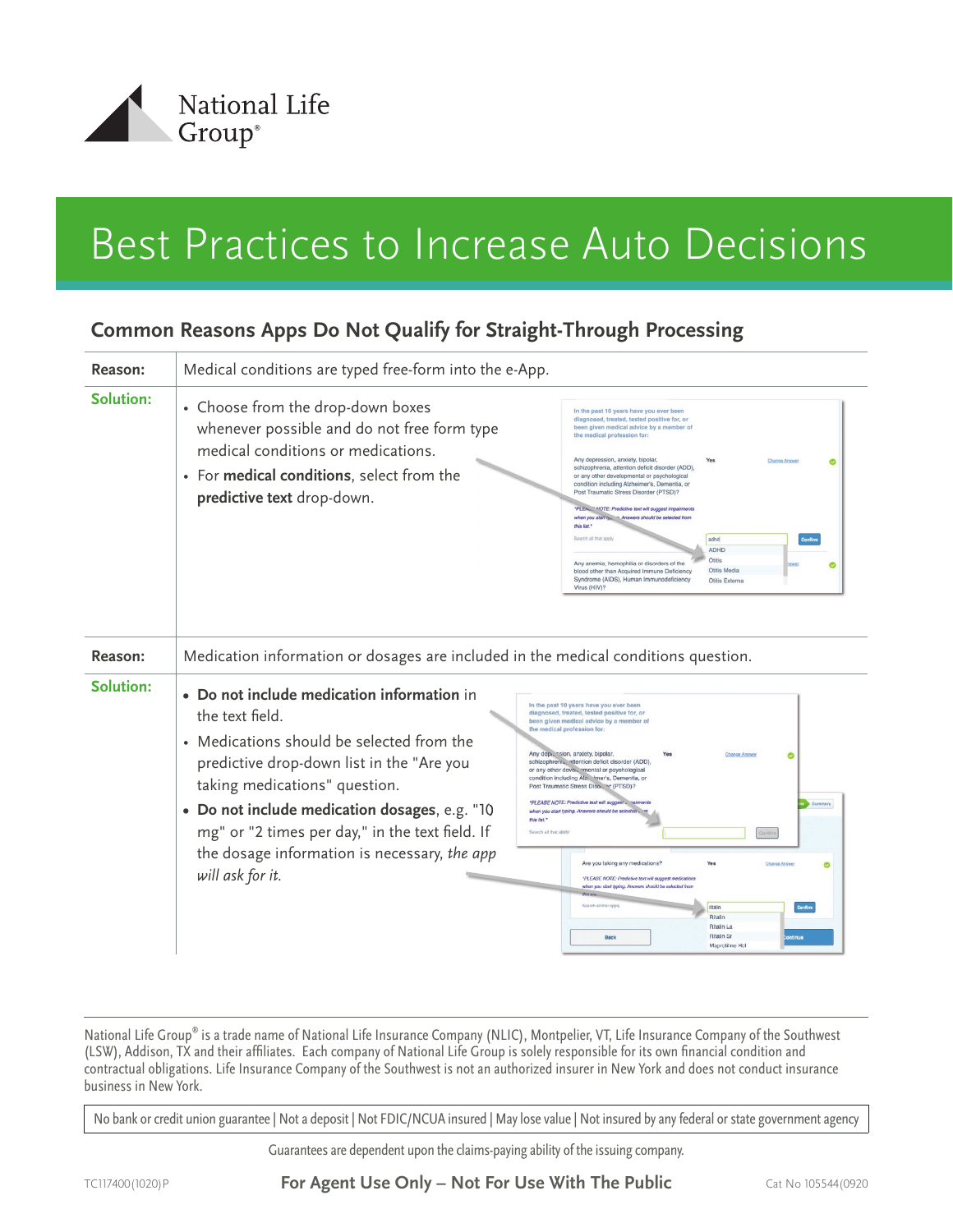National Life Group®

# Best Practices to Increase Auto Decisions

## Common Reasons Apps Do Not Qualify for Straight-Through Processing

| | |
|---|---|
| **Reason:** | Medical conditions are typed free-form into the e-App. |
| **Solution:** | • Choose from the drop-down boxes whenever possible and do not free form type medical conditions or medications.<br>• For **medical conditions**, select from the **predictive text** drop-down. |
| **Reason:** | Medication information or dosages are included in the medical conditions question. |
| **Solution:** | • **Do not include medication information** in the text field.<br>• Medications should be selected from the predictive drop-down list in the "Are you taking medications" question.<br>• **Do not include medication dosages**, e.g. "10 mg" or "2 times per day," in the text field. If the dosage information is necessary, *the app will ask for it*. |

National Life Group® is a trade name of National Life Insurance Company (NLIC), Montpelier, VT, Life Insurance Company of the Southwest (LSW), Addison, TX and their affiliates. Each company of National Life Group is solely responsible for its own financial condition and contractual obligations. Life Insurance Company of the Southwest is not an authorized insurer in New York and does not conduct insurance business in New York.

No bank or credit union guarantee | Not a deposit | Not FDIC/NCUA insured | May lose value | Not insured by any federal or state government agency

Guarantees are dependent upon the claims-paying ability of the issuing company.

TC117400(1020)P **For Agent Use Only – Not For Use With The Public** Cat No 105544(0920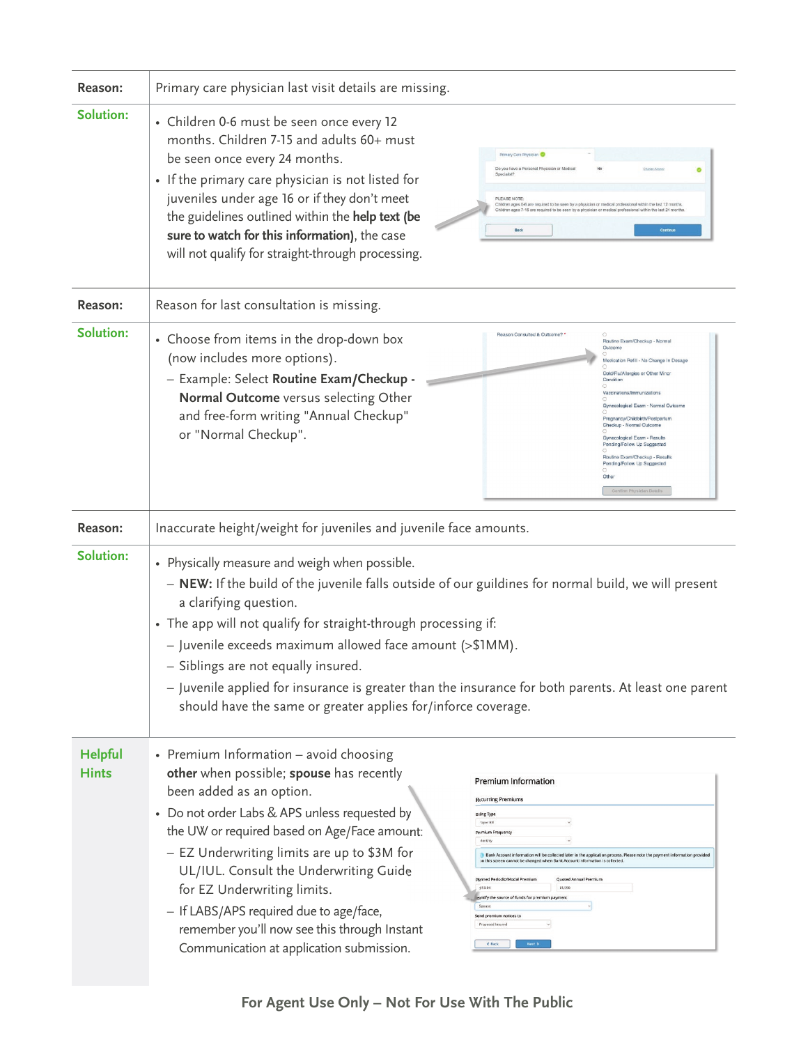| | |
|---|---|
| **Reason:** | Primary care physician last visit details are missing. |
| **Solution:** | • Children 0-6 must be seen once every 12 months. Children 7-15 and adults 60+ must be seen once every 24 months.<br>• If the primary care physician is not listed for juveniles under age 16 or if they don't meet the guidelines outlined within the **help text (be sure to watch for this information)**, the case will not qualify for straight-through processing. |
| **Reason:** | Reason for last consultation is missing. |
| **Solution:** | • Choose from items in the drop-down box (now includes more options).<br>– Example: Select **Routine Exam/Checkup - Normal Outcome** versus selecting Other and free-form writing "Annual Checkup" or "Normal Checkup". |
| **Reason:** | Inaccurate height/weight for juveniles and juvenile face amounts. |
| **Solution:** | • Physically measure and weigh when possible.<br>– **NEW:** If the build of the juvenile falls outside of our guildines for normal build, we will present a clarifying question.<br>• The app will not qualify for straight-through processing if:<br>– Juvenile exceeds maximum allowed face amount (>$1MM).<br>– Siblings are not equally insured.<br>– Juvenile applied for insurance is greater than the insurance for both parents. At least one parent should have the same or greater applies for/inforce coverage. |
| **Helpful Hints** | • Premium Information – avoid choosing **other** when possible; **spouse** has recently been added as an option.<br>• Do not order Labs & APS unless requested by the UW or required based on Age/Face amount:<br>– EZ Underwriting limits are up to $3M for UL/IUL. Consult the Underwriting Guide for EZ Underwriting limits.<br>– If LABS/APS required due to age/face, remember you'll now see this through Instant Communication at application submission. |

For Agent Use Only – Not For Use With The Public